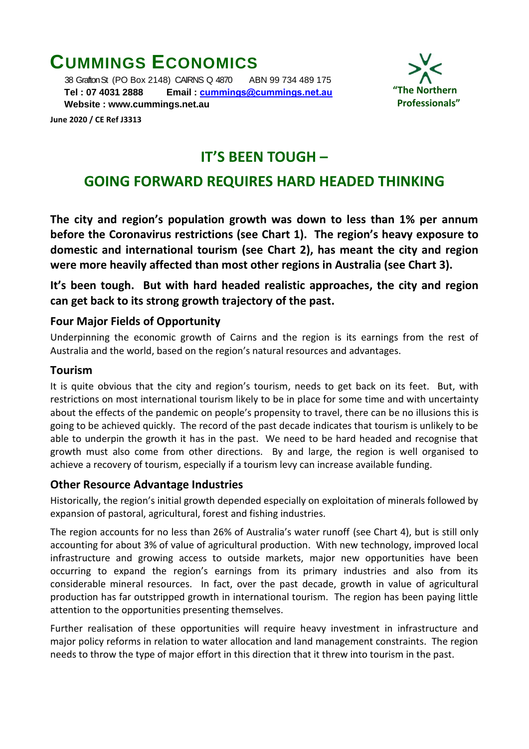# CUMMINGS ECONOMICS

38 Grafton St (PO Box 2148) CAIRNS Q 4870 ABN 99 734 489 175
**Tel : 07 4031 2888 Email : cummings@cummings.net.au**
**Website : www.cummings.net.au**

**"The Northern Professionals"**

**June 2020 / CE Ref J3313**

## IT'S BEEN TOUGH –

## GOING FORWARD REQUIRES HARD HEADED THINKING

**The city and region's population growth was down to less than 1% per annum before the Coronavirus restrictions (see Chart 1). The region's heavy exposure to domestic and international tourism (see Chart 2), has meant the city and region were more heavily affected than most other regions in Australia (see Chart 3).**

**It's been tough. But with hard headed realistic approaches, the city and region can get back to its strong growth trajectory of the past.**

### Four Major Fields of Opportunity

Underpinning the economic growth of Cairns and the region is its earnings from the rest of Australia and the world, based on the region's natural resources and advantages.

### Tourism

It is quite obvious that the city and region's tourism, needs to get back on its feet. But, with restrictions on most international tourism likely to be in place for some time and with uncertainty about the effects of the pandemic on people's propensity to travel, there can be no illusions this is going to be achieved quickly. The record of the past decade indicates that tourism is unlikely to be able to underpin the growth it has in the past. We need to be hard headed and recognise that growth must also come from other directions. By and large, the region is well organised to achieve a recovery of tourism, especially if a tourism levy can increase available funding.

### Other Resource Advantage Industries

Historically, the region's initial growth depended especially on exploitation of minerals followed by expansion of pastoral, agricultural, forest and fishing industries.

The region accounts for no less than 26% of Australia's water runoff (see Chart 4), but is still only accounting for about 3% of value of agricultural production. With new technology, improved local infrastructure and growing access to outside markets, major new opportunities have been occurring to expand the region's earnings from its primary industries and also from its considerable mineral resources. In fact, over the past decade, growth in value of agricultural production has far outstripped growth in international tourism. The region has been paying little attention to the opportunities presenting themselves.

Further realisation of these opportunities will require heavy investment in infrastructure and major policy reforms in relation to water allocation and land management constraints. The region needs to throw the type of major effort in this direction that it threw into tourism in the past.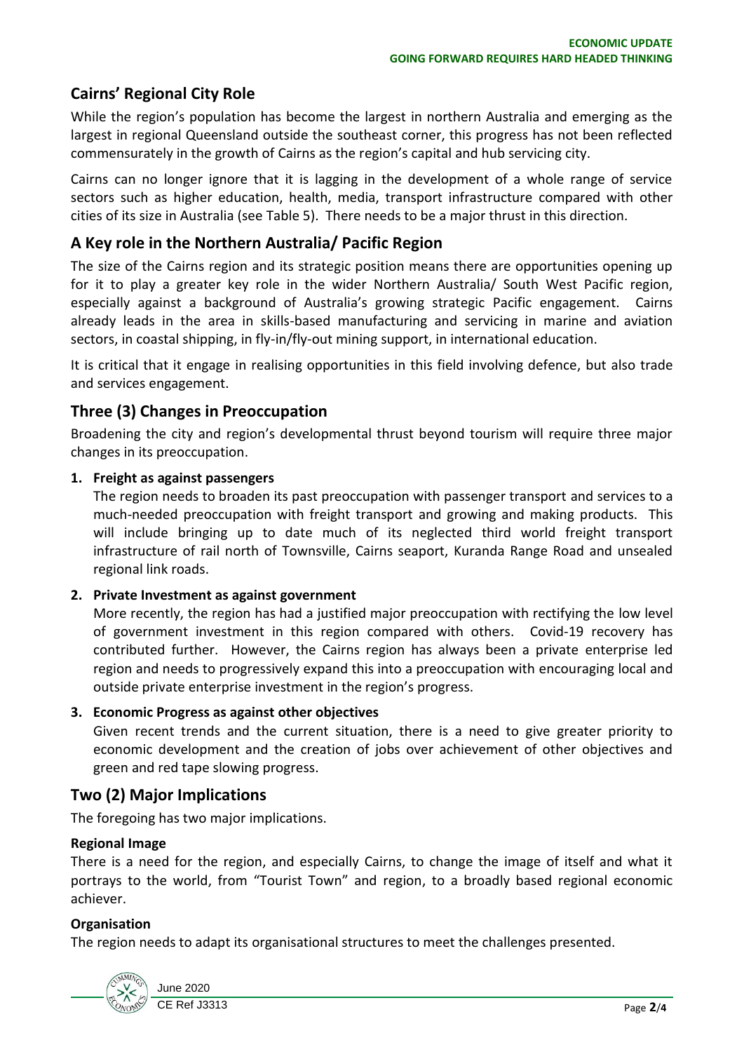## Cairns' Regional City Role

While the region's population has become the largest in northern Australia and emerging as the largest in regional Queensland outside the southeast corner, this progress has not been reflected commensurately in the growth of Cairns as the region's capital and hub servicing city.

Cairns can no longer ignore that it is lagging in the development of a whole range of service sectors such as higher education, health, media, transport infrastructure compared with other cities of its size in Australia (see Table 5). There needs to be a major thrust in this direction.

## A Key role in the Northern Australia/ Pacific Region

The size of the Cairns region and its strategic position means there are opportunities opening up for it to play a greater key role in the wider Northern Australia/ South West Pacific region, especially against a background of Australia's growing strategic Pacific engagement. Cairns already leads in the area in skills-based manufacturing and servicing in marine and aviation sectors, in coastal shipping, in fly-in/fly-out mining support, in international education.

It is critical that it engage in realising opportunities in this field involving defence, but also trade and services engagement.

## Three (3) Changes in Preoccupation

Broadening the city and region's developmental thrust beyond tourism will require three major changes in its preoccupation.

1. **Freight as against passengers**

   The region needs to broaden its past preoccupation with passenger transport and services to a much-needed preoccupation with freight transport and growing and making products. This will include bringing up to date much of its neglected third world freight transport infrastructure of rail north of Townsville, Cairns seaport, Kuranda Range Road and unsealed regional link roads.

2. **Private Investment as against government**

   More recently, the region has had a justified major preoccupation with rectifying the low level of government investment in this region compared with others. Covid-19 recovery has contributed further. However, the Cairns region has always been a private enterprise led region and needs to progressively expand this into a preoccupation with encouraging local and outside private enterprise investment in the region's progress.

3. **Economic Progress as against other objectives**

   Given recent trends and the current situation, there is a need to give greater priority to economic development and the creation of jobs over achievement of other objectives and green and red tape slowing progress.

## Two (2) Major Implications

The foregoing has two major implications.

### Regional Image

There is a need for the region, and especially Cairns, to change the image of itself and what it portrays to the world, from "Tourist Town" and region, to a broadly based regional economic achiever.

### Organisation

The region needs to adapt its organisational structures to meet the challenges presented.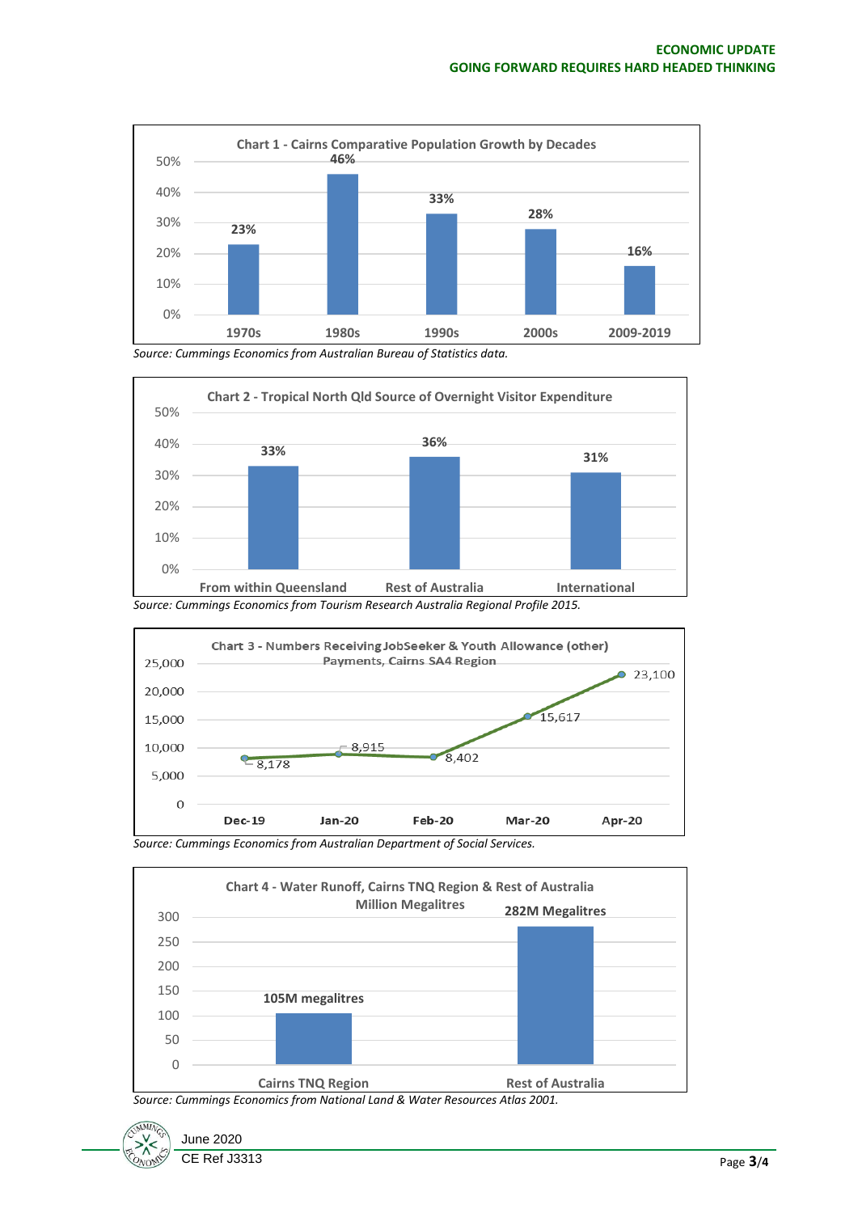**Chart 1 - Cairns Comparative Population Growth by Decades**

| Decade | Growth |
|---|---|
| 1970s | 23% |
| 1980s | 46% |
| 1990s | 33% |
| 2000s | 28% |
| 2009-2019 | 16% |

*Source: Cummings Economics from Australian Bureau of Statistics data.*

**Chart 2 - Tropical North Qld Source of Overnight Visitor Expenditure**

| Source | Share |
|---|---|
| From within Queensland | 33% |
| Rest of Australia | 36% |
| International | 31% |

*Source: Cummings Economics from Tourism Research Australia Regional Profile 2015.*

**Chart 3 - Numbers Receiving JobSeeker & Youth Allowance (other) Payments, Cairns SA4 Region**

| Month | Number |
|---|---|
| Dec-19 | 8,178 |
| Jan-20 | 8,915 |
| Feb-20 | 8,402 |
| Mar-20 | 15,617 |
| Apr-20 | 23,100 |

*Source: Cummings Economics from Australian Department of Social Services.*

**Chart 4 - Water Runoff, Cairns TNQ Region & Rest of Australia**
**Million Megalitres**

| Region | Runoff |
|---|---|
| Cairns TNQ Region | 105M megalitres |
| Rest of Australia | 282M Megalitres |

*Source: Cummings Economics from National Land & Water Resources Atlas 2001.*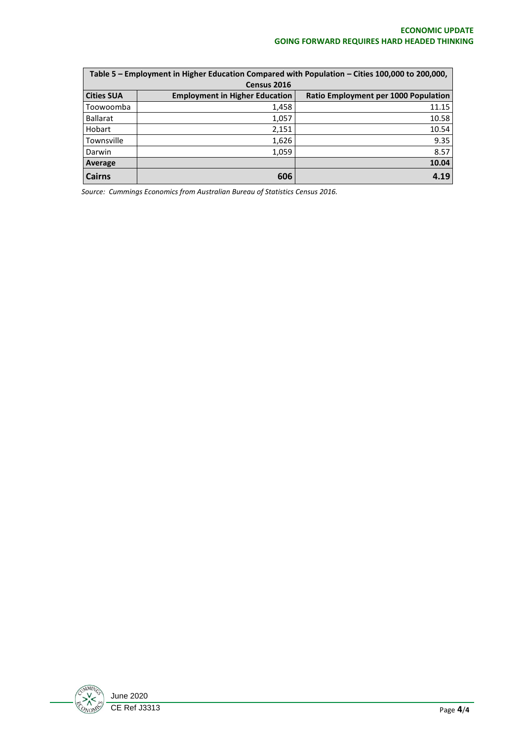| Table 5 – Employment in Higher Education Compared with Population – Cities 100,000 to 200,000, Census 2016 | | |
|---|---|---|
| **Cities SUA** | **Employment in Higher Education** | **Ratio Employment per 1000 Population** |
| Toowoomba | 1,458 | 11.15 |
| Ballarat | 1,057 | 10.58 |
| Hobart | 2,151 | 10.54 |
| Townsville | 1,626 | 9.35 |
| Darwin | 1,059 | 8.57 |
| **Average** | | **10.04** |
| **Cairns** | **606** | **4.19** |

*Source: Cummings Economics from Australian Bureau of Statistics Census 2016.*